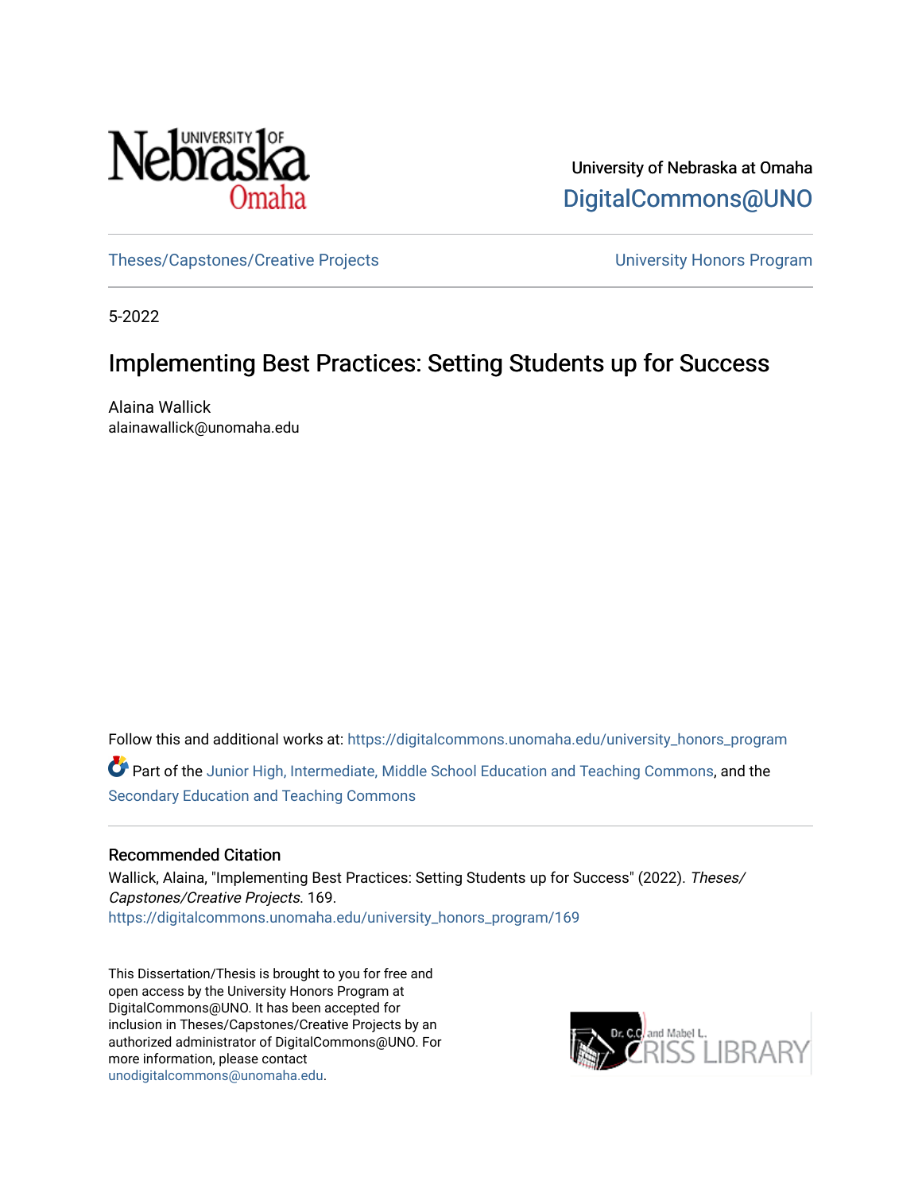University of Nebraska at Omaha

DigitalCommons@UNO

Theses/Capstones/Creative Projects — University Honors Program

5-2022

# Implementing Best Practices: Setting Students up for Success

Alaina Wallick
alainawallick@unomaha.edu

Follow this and additional works at: https://digitalcommons.unomaha.edu/university_honors_program

Part of the Junior High, Intermediate, Middle School Education and Teaching Commons, and the Secondary Education and Teaching Commons

## Recommended Citation

Wallick, Alaina, "Implementing Best Practices: Setting Students up for Success" (2022). *Theses/Capstones/Creative Projects*. 169.
https://digitalcommons.unomaha.edu/university_honors_program/169

This Dissertation/Thesis is brought to you for free and open access by the University Honors Program at DigitalCommons@UNO. It has been accepted for inclusion in Theses/Capstones/Creative Projects by an authorized administrator of DigitalCommons@UNO. For more information, please contact unodigitalcommons@unomaha.edu.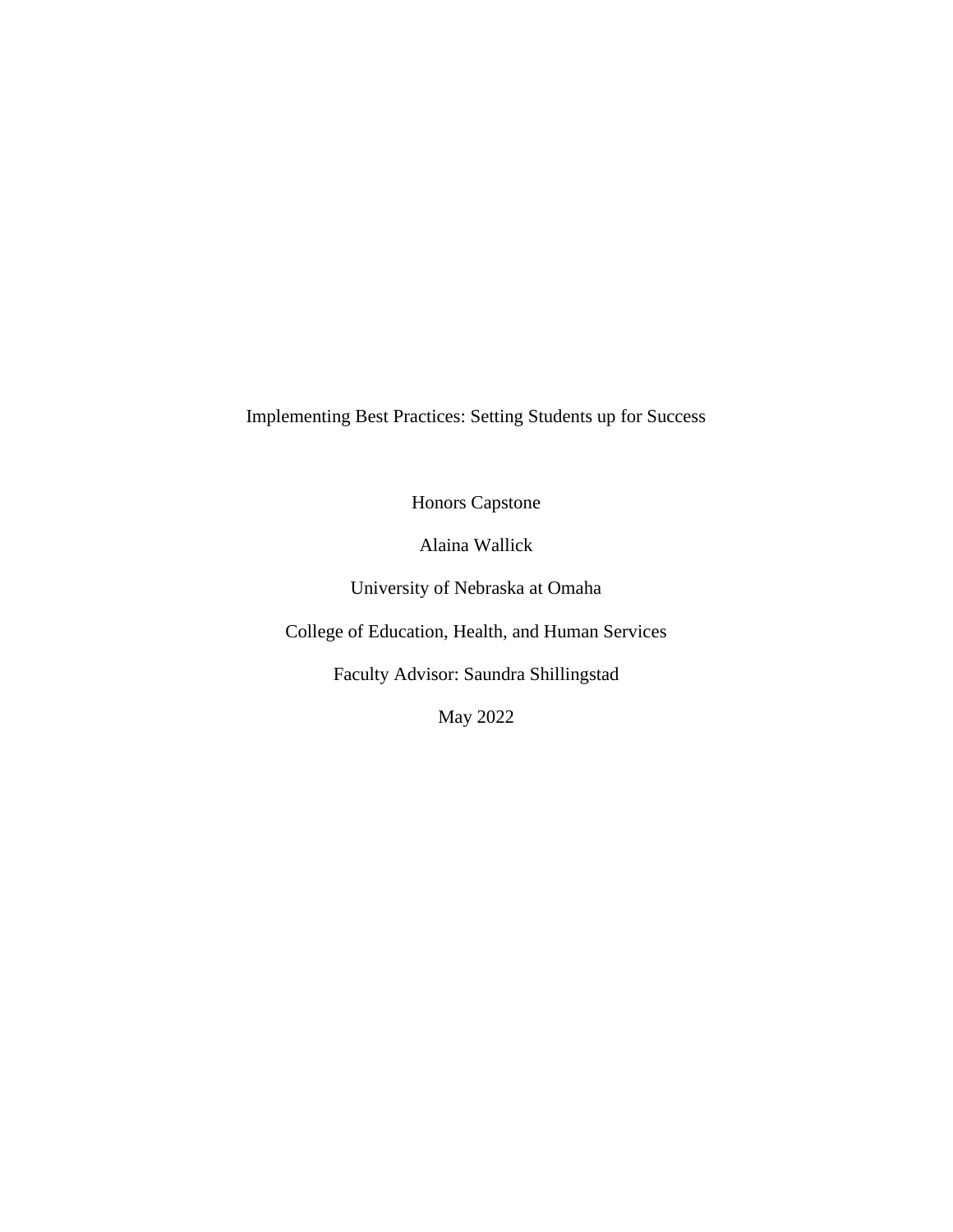# Implementing Best Practices: Setting Students up for Success

Honors Capstone

Alaina Wallick

University of Nebraska at Omaha

College of Education, Health, and Human Services

Faculty Advisor: Saundra Shillingstad

May 2022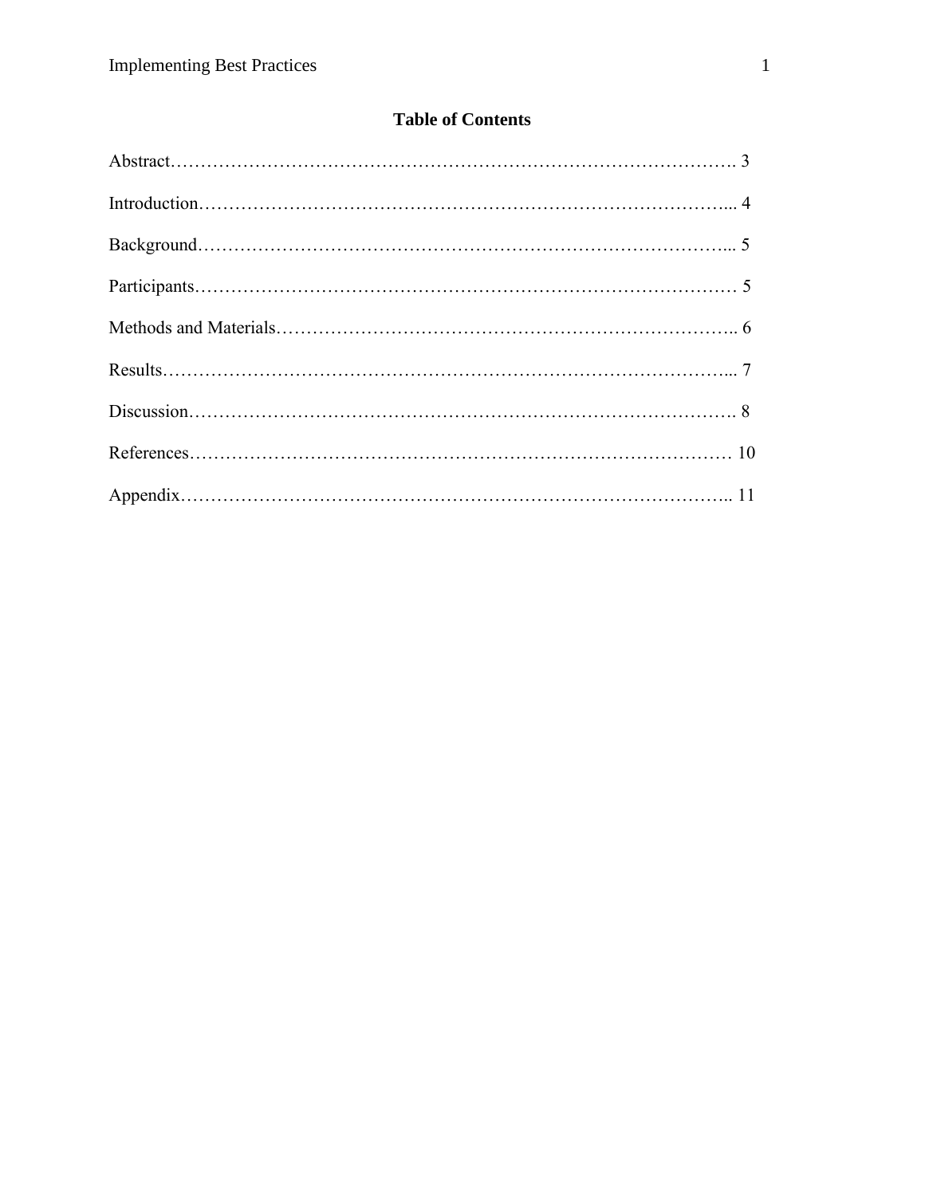## Table of Contents

Abstract………………………………………………………………………………. 3

Introduction…………………………………………………………………………... 4

Background…………………………………………………………………………... 5

Participants…………………………………………………………………………… 5

Methods and Materials……………………………………………………………….. 6

Results………………………………………………………………………………... 7

Discussion……………………………………………………………………………. 8

References…………………………………………………………………………… 10

Appendix…………………………………………………………………………….. 11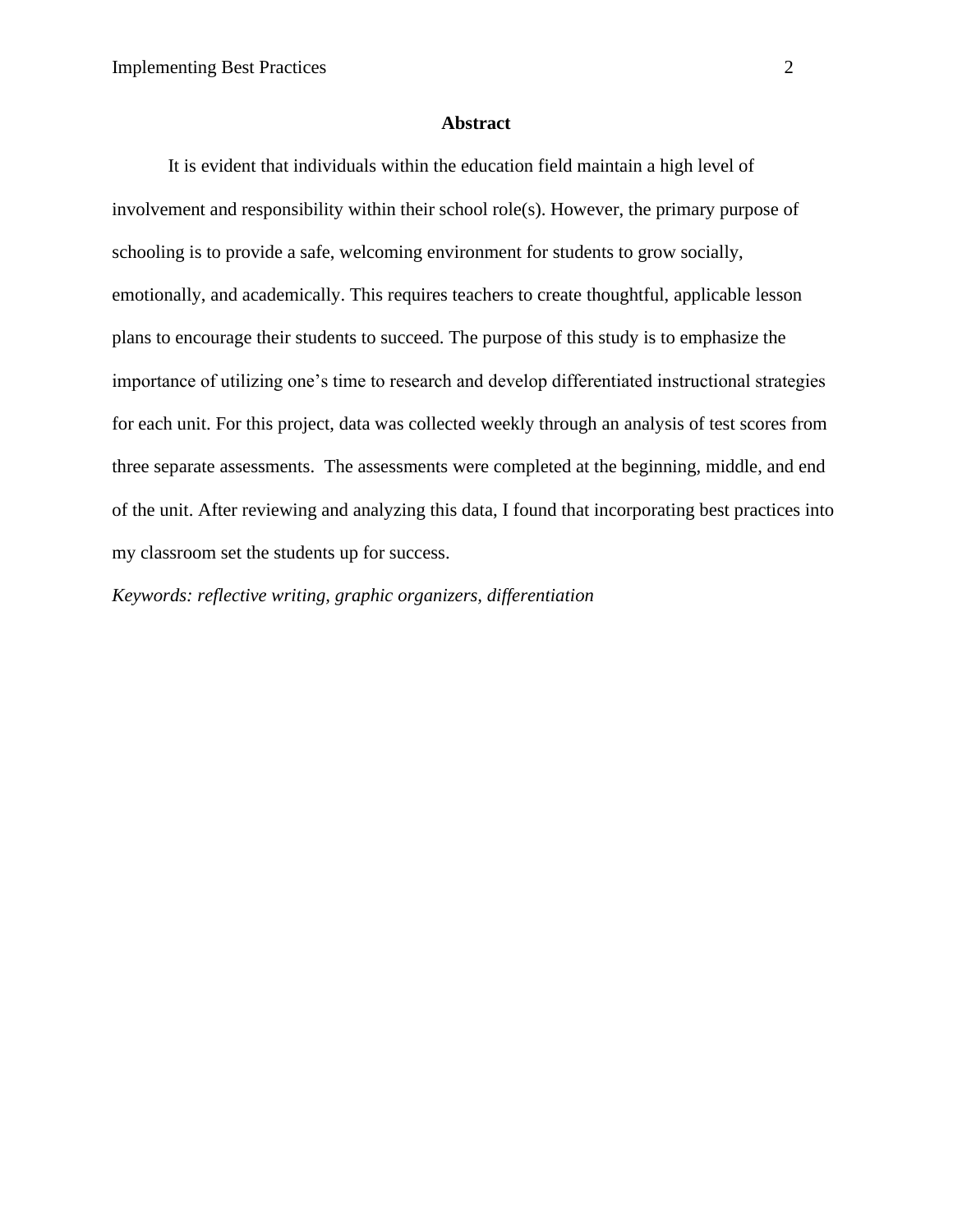## Abstract

It is evident that individuals within the education field maintain a high level of involvement and responsibility within their school role(s). However, the primary purpose of schooling is to provide a safe, welcoming environment for students to grow socially, emotionally, and academically. This requires teachers to create thoughtful, applicable lesson plans to encourage their students to succeed. The purpose of this study is to emphasize the importance of utilizing one's time to research and develop differentiated instructional strategies for each unit. For this project, data was collected weekly through an analysis of test scores from three separate assessments. The assessments were completed at the beginning, middle, and end of the unit. After reviewing and analyzing this data, I found that incorporating best practices into my classroom set the students up for success.

*Keywords: reflective writing, graphic organizers, differentiation*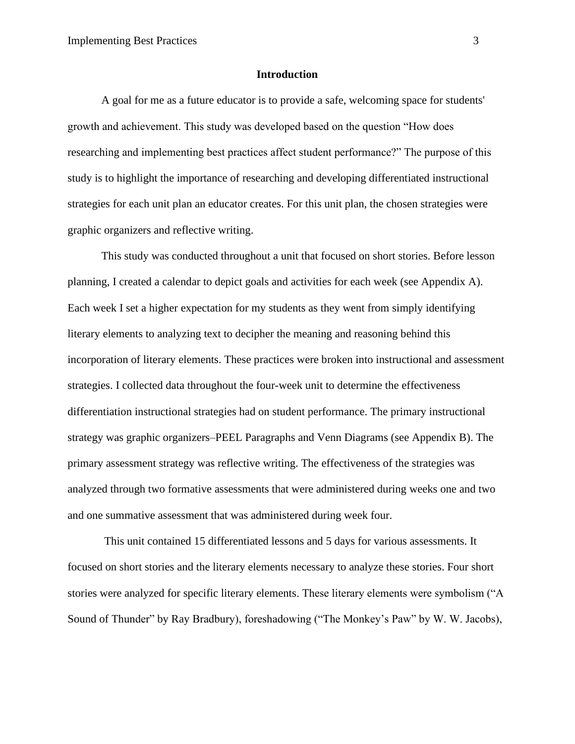## Introduction

A goal for me as a future educator is to provide a safe, welcoming space for students' growth and achievement. This study was developed based on the question "How does researching and implementing best practices affect student performance?" The purpose of this study is to highlight the importance of researching and developing differentiated instructional strategies for each unit plan an educator creates. For this unit plan, the chosen strategies were graphic organizers and reflective writing.

This study was conducted throughout a unit that focused on short stories. Before lesson planning, I created a calendar to depict goals and activities for each week (see Appendix A). Each week I set a higher expectation for my students as they went from simply identifying literary elements to analyzing text to decipher the meaning and reasoning behind this incorporation of literary elements. These practices were broken into instructional and assessment strategies. I collected data throughout the four-week unit to determine the effectiveness differentiation instructional strategies had on student performance. The primary instructional strategy was graphic organizers–PEEL Paragraphs and Venn Diagrams (see Appendix B). The primary assessment strategy was reflective writing. The effectiveness of the strategies was analyzed through two formative assessments that were administered during weeks one and two and one summative assessment that was administered during week four.

This unit contained 15 differentiated lessons and 5 days for various assessments. It focused on short stories and the literary elements necessary to analyze these stories. Four short stories were analyzed for specific literary elements. These literary elements were symbolism ("A Sound of Thunder" by Ray Bradbury), foreshadowing ("The Monkey's Paw" by W. W. Jacobs),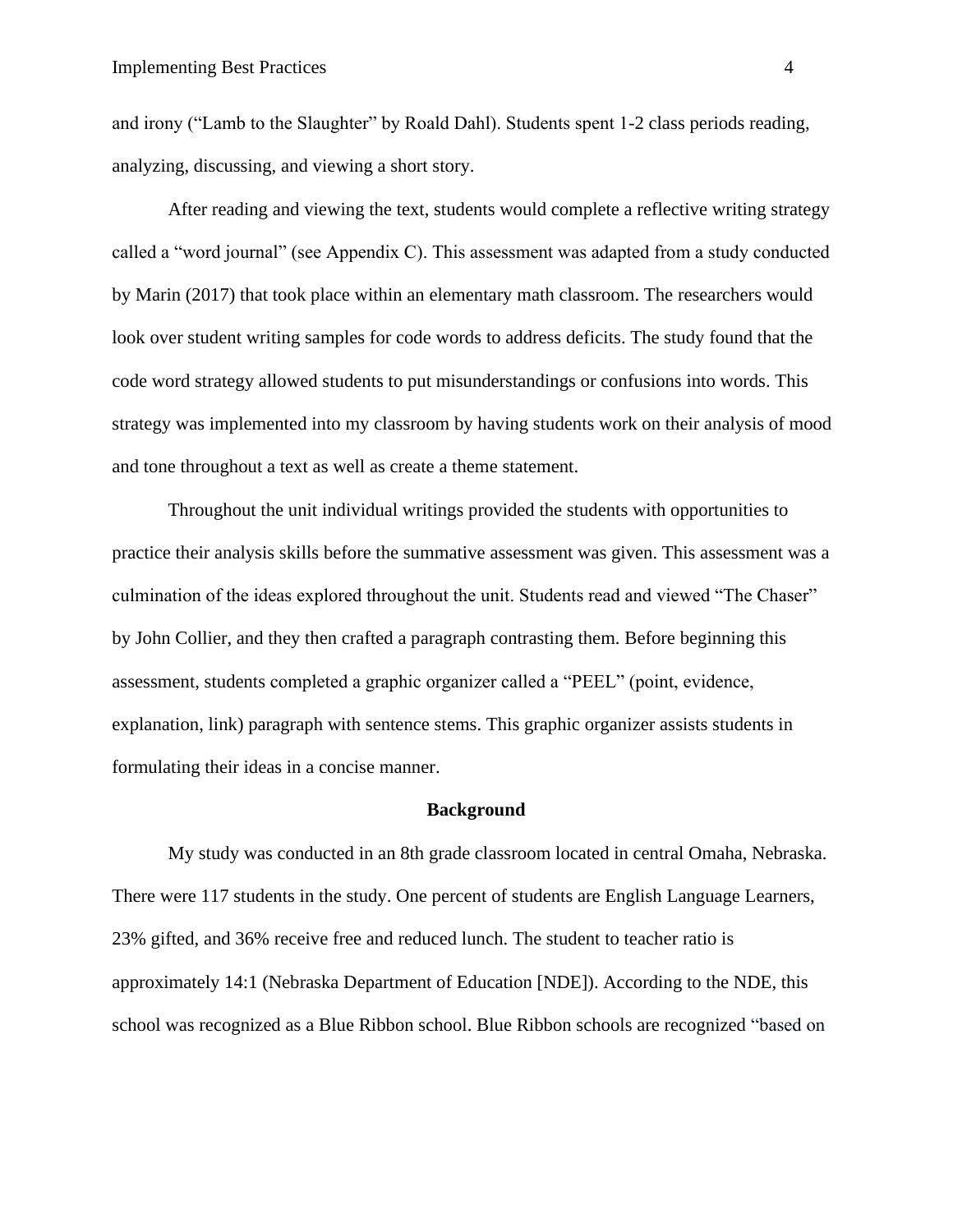and irony ("Lamb to the Slaughter" by Roald Dahl). Students spent 1-2 class periods reading, analyzing, discussing, and viewing a short story.

After reading and viewing the text, students would complete a reflective writing strategy called a "word journal" (see Appendix C). This assessment was adapted from a study conducted by Marin (2017) that took place within an elementary math classroom. The researchers would look over student writing samples for code words to address deficits. The study found that the code word strategy allowed students to put misunderstandings or confusions into words. This strategy was implemented into my classroom by having students work on their analysis of mood and tone throughout a text as well as create a theme statement.

Throughout the unit individual writings provided the students with opportunities to practice their analysis skills before the summative assessment was given. This assessment was a culmination of the ideas explored throughout the unit. Students read and viewed "The Chaser" by John Collier, and they then crafted a paragraph contrasting them. Before beginning this assessment, students completed a graphic organizer called a "PEEL" (point, evidence, explanation, link) paragraph with sentence stems. This graphic organizer assists students in formulating their ideas in a concise manner.

## Background

My study was conducted in an 8th grade classroom located in central Omaha, Nebraska. There were 117 students in the study. One percent of students are English Language Learners, 23% gifted, and 36% receive free and reduced lunch. The student to teacher ratio is approximately 14:1 (Nebraska Department of Education [NDE]). According to the NDE, this school was recognized as a Blue Ribbon school. Blue Ribbon schools are recognized "based on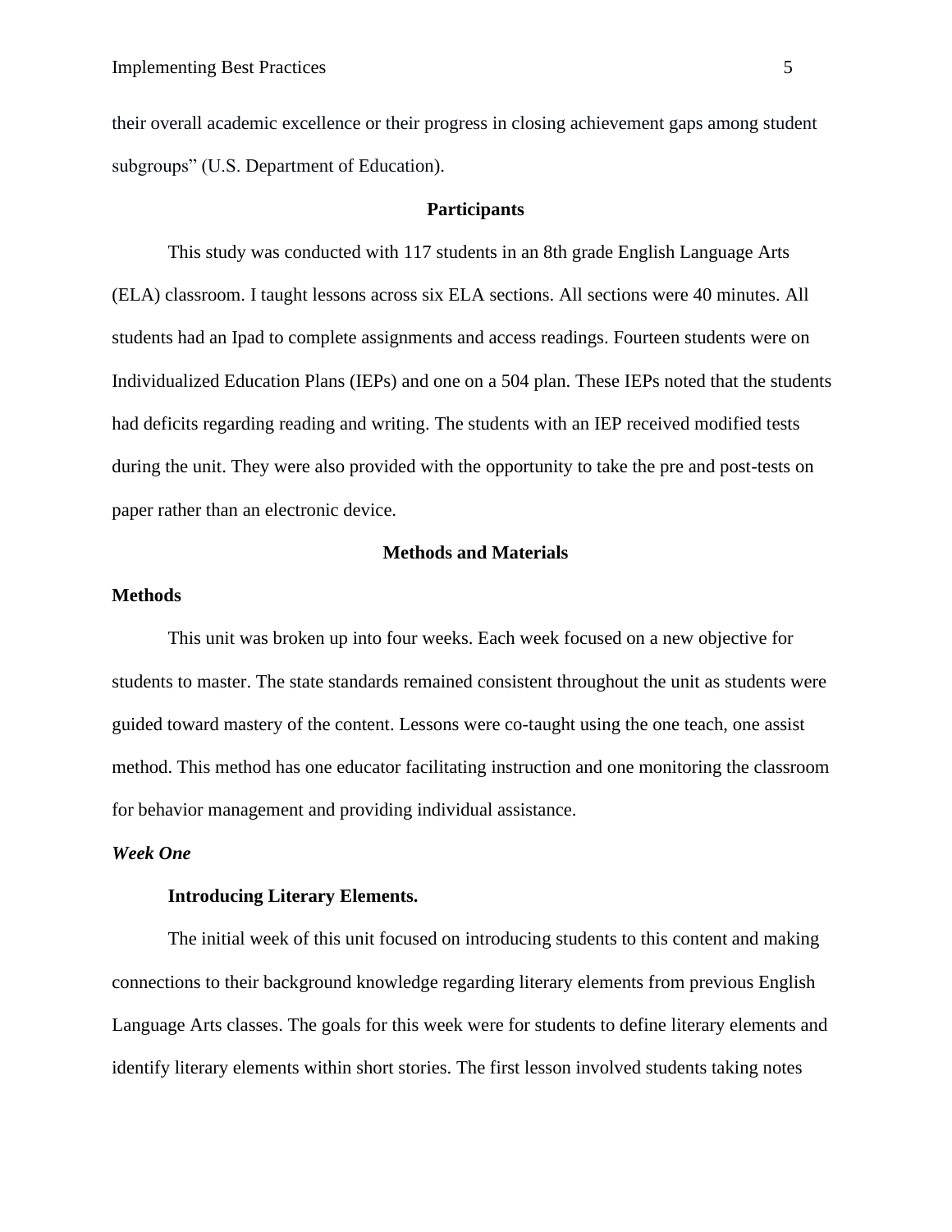their overall academic excellence or their progress in closing achievement gaps among student subgroups” (U.S. Department of Education).

## Participants

This study was conducted with 117 students in an 8th grade English Language Arts (ELA) classroom. I taught lessons across six ELA sections. All sections were 40 minutes. All students had an Ipad to complete assignments and access readings. Fourteen students were on Individualized Education Plans (IEPs) and one on a 504 plan. These IEPs noted that the students had deficits regarding reading and writing. The students with an IEP received modified tests during the unit. They were also provided with the opportunity to take the pre and post-tests on paper rather than an electronic device.

## Methods and Materials

### Methods

This unit was broken up into four weeks. Each week focused on a new objective for students to master. The state standards remained consistent throughout the unit as students were guided toward mastery of the content. Lessons were co-taught using the one teach, one assist method. This method has one educator facilitating instruction and one monitoring the classroom for behavior management and providing individual assistance.

#### *Week One*

**Introducing Literary Elements.**

The initial week of this unit focused on introducing students to this content and making connections to their background knowledge regarding literary elements from previous English Language Arts classes. The goals for this week were for students to define literary elements and identify literary elements within short stories. The first lesson involved students taking notes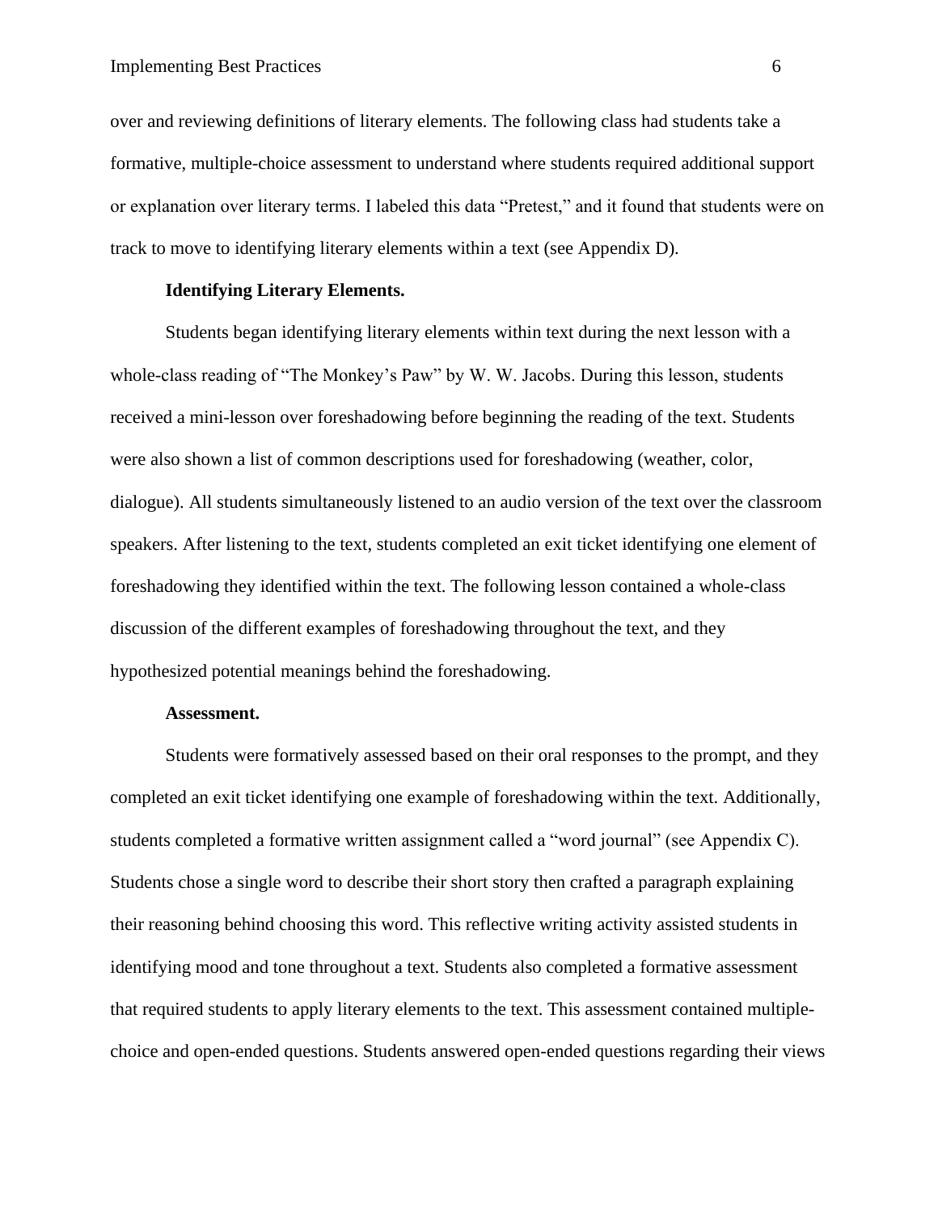over and reviewing definitions of literary elements. The following class had students take a formative, multiple-choice assessment to understand where students required additional support or explanation over literary terms. I labeled this data "Pretest," and it found that students were on track to move to identifying literary elements within a text (see Appendix D).

**Identifying Literary Elements.**

Students began identifying literary elements within text during the next lesson with a whole-class reading of "The Monkey's Paw" by W. W. Jacobs. During this lesson, students received a mini-lesson over foreshadowing before beginning the reading of the text. Students were also shown a list of common descriptions used for foreshadowing (weather, color, dialogue). All students simultaneously listened to an audio version of the text over the classroom speakers. After listening to the text, students completed an exit ticket identifying one element of foreshadowing they identified within the text. The following lesson contained a whole-class discussion of the different examples of foreshadowing throughout the text, and they hypothesized potential meanings behind the foreshadowing.

**Assessment.**

Students were formatively assessed based on their oral responses to the prompt, and they completed an exit ticket identifying one example of foreshadowing within the text. Additionally, students completed a formative written assignment called a "word journal" (see Appendix C). Students chose a single word to describe their short story then crafted a paragraph explaining their reasoning behind choosing this word. This reflective writing activity assisted students in identifying mood and tone throughout a text. Students also completed a formative assessment that required students to apply literary elements to the text. This assessment contained multiple-choice and open-ended questions. Students answered open-ended questions regarding their views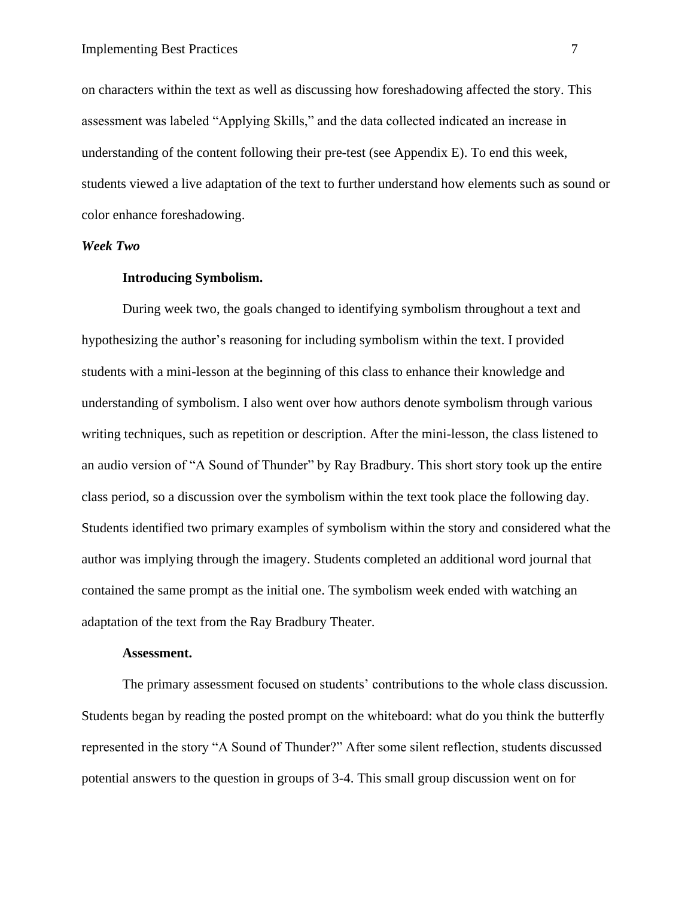on characters within the text as well as discussing how foreshadowing affected the story. This assessment was labeled "Applying Skills," and the data collected indicated an increase in understanding of the content following their pre-test (see Appendix E). To end this week, students viewed a live adaptation of the text to further understand how elements such as sound or color enhance foreshadowing.

### *Week Two*

#### Introducing Symbolism.

During week two, the goals changed to identifying symbolism throughout a text and hypothesizing the author's reasoning for including symbolism within the text. I provided students with a mini-lesson at the beginning of this class to enhance their knowledge and understanding of symbolism. I also went over how authors denote symbolism through various writing techniques, such as repetition or description. After the mini-lesson, the class listened to an audio version of "A Sound of Thunder" by Ray Bradbury. This short story took up the entire class period, so a discussion over the symbolism within the text took place the following day. Students identified two primary examples of symbolism within the story and considered what the author was implying through the imagery. Students completed an additional word journal that contained the same prompt as the initial one. The symbolism week ended with watching an adaptation of the text from the Ray Bradbury Theater.

#### Assessment.

The primary assessment focused on students' contributions to the whole class discussion. Students began by reading the posted prompt on the whiteboard: what do you think the butterfly represented in the story "A Sound of Thunder?" After some silent reflection, students discussed potential answers to the question in groups of 3-4. This small group discussion went on for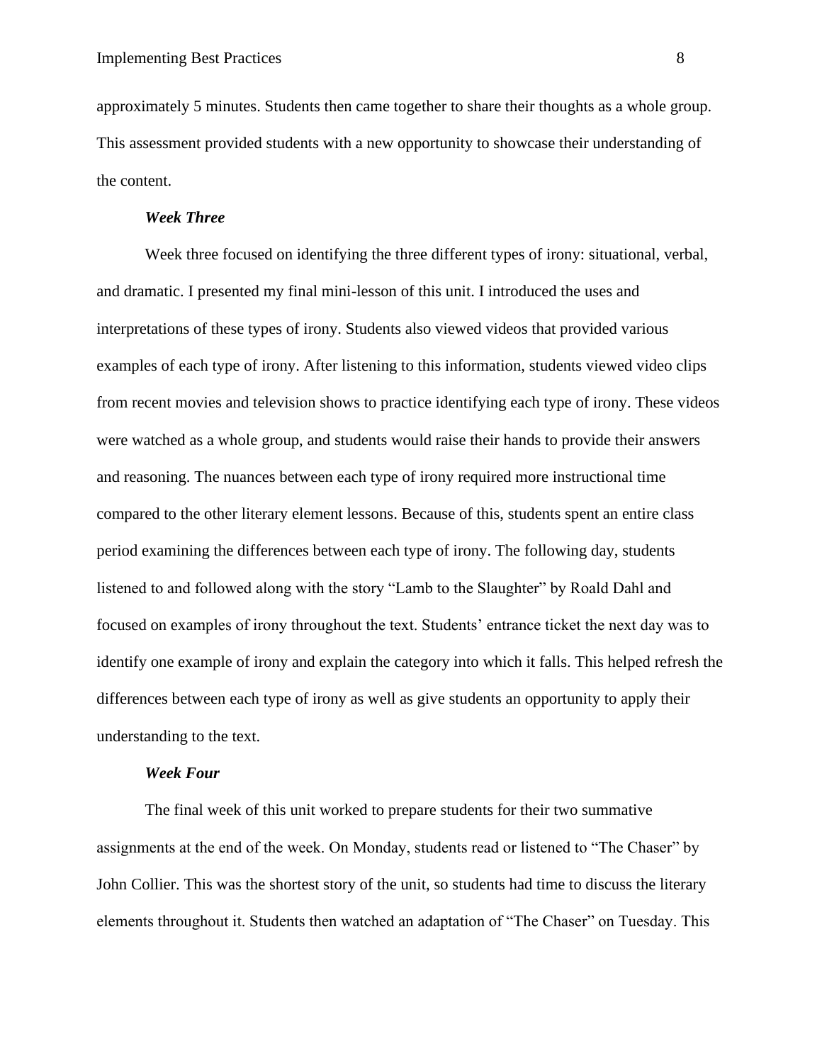approximately 5 minutes. Students then came together to share their thoughts as a whole group. This assessment provided students with a new opportunity to showcase their understanding of the content.

### ***Week Three***

Week three focused on identifying the three different types of irony: situational, verbal, and dramatic. I presented my final mini-lesson of this unit. I introduced the uses and interpretations of these types of irony. Students also viewed videos that provided various examples of each type of irony. After listening to this information, students viewed video clips from recent movies and television shows to practice identifying each type of irony. These videos were watched as a whole group, and students would raise their hands to provide their answers and reasoning. The nuances between each type of irony required more instructional time compared to the other literary element lessons. Because of this, students spent an entire class period examining the differences between each type of irony. The following day, students listened to and followed along with the story "Lamb to the Slaughter" by Roald Dahl and focused on examples of irony throughout the text. Students' entrance ticket the next day was to identify one example of irony and explain the category into which it falls. This helped refresh the differences between each type of irony as well as give students an opportunity to apply their understanding to the text.

### ***Week Four***

The final week of this unit worked to prepare students for their two summative assignments at the end of the week. On Monday, students read or listened to "The Chaser" by John Collier. This was the shortest story of the unit, so students had time to discuss the literary elements throughout it. Students then watched an adaptation of "The Chaser" on Tuesday. This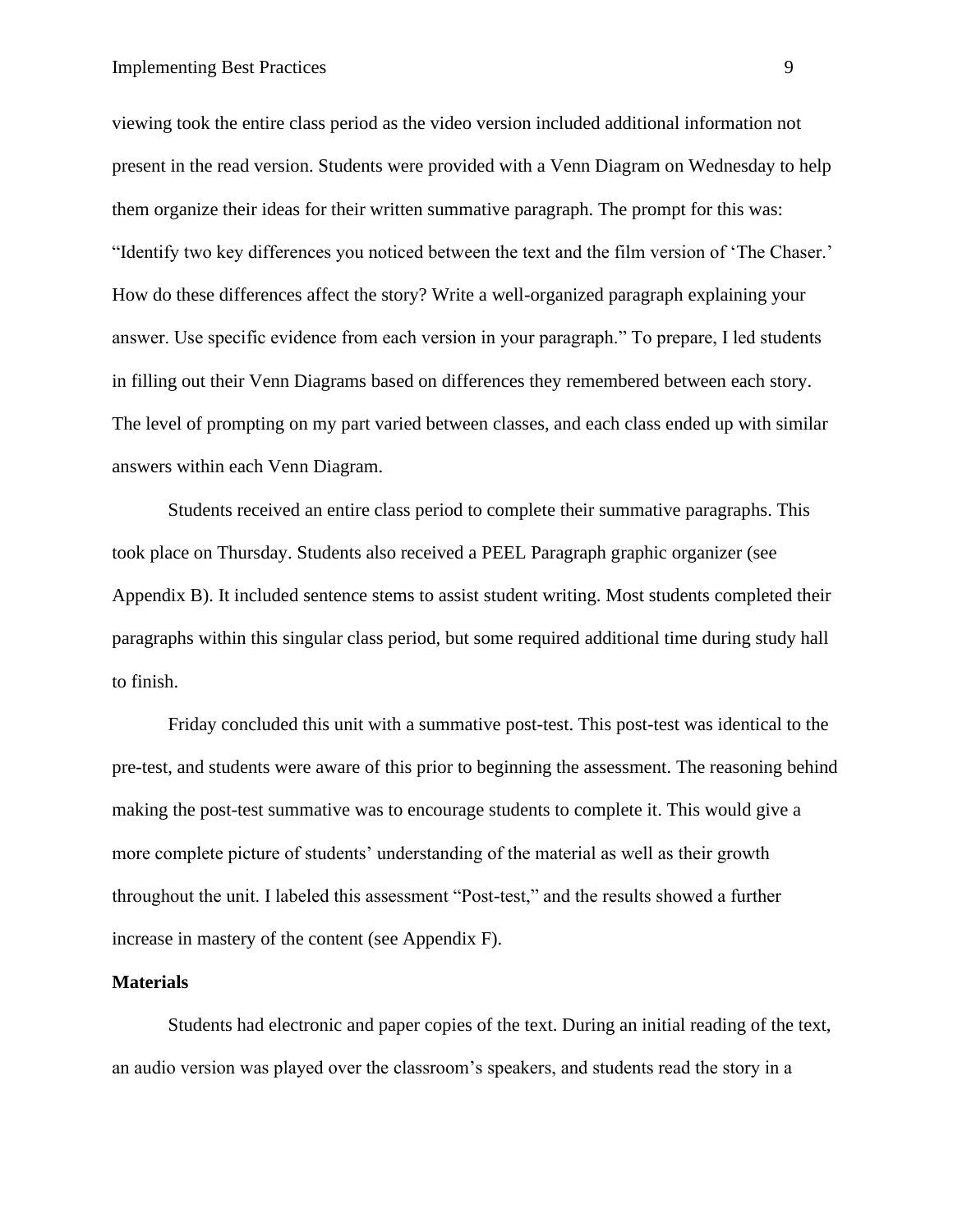viewing took the entire class period as the video version included additional information not present in the read version. Students were provided with a Venn Diagram on Wednesday to help them organize their ideas for their written summative paragraph. The prompt for this was: "Identify two key differences you noticed between the text and the film version of 'The Chaser.' How do these differences affect the story? Write a well-organized paragraph explaining your answer. Use specific evidence from each version in your paragraph." To prepare, I led students in filling out their Venn Diagrams based on differences they remembered between each story. The level of prompting on my part varied between classes, and each class ended up with similar answers within each Venn Diagram.

Students received an entire class period to complete their summative paragraphs. This took place on Thursday. Students also received a PEEL Paragraph graphic organizer (see Appendix B). It included sentence stems to assist student writing. Most students completed their paragraphs within this singular class period, but some required additional time during study hall to finish.

Friday concluded this unit with a summative post-test. This post-test was identical to the pre-test, and students were aware of this prior to beginning the assessment. The reasoning behind making the post-test summative was to encourage students to complete it. This would give a more complete picture of students' understanding of the material as well as their growth throughout the unit. I labeled this assessment "Post-test," and the results showed a further increase in mastery of the content (see Appendix F).

**Materials**

Students had electronic and paper copies of the text. During an initial reading of the text, an audio version was played over the classroom's speakers, and students read the story in a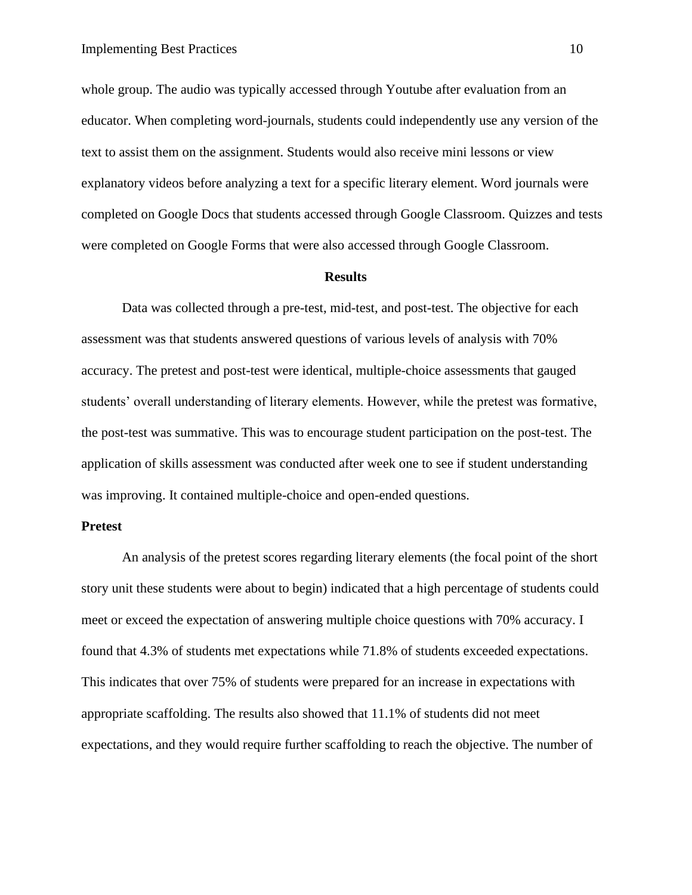whole group. The audio was typically accessed through Youtube after evaluation from an educator. When completing word-journals, students could independently use any version of the text to assist them on the assignment. Students would also receive mini lessons or view explanatory videos before analyzing a text for a specific literary element. Word journals were completed on Google Docs that students accessed through Google Classroom. Quizzes and tests were completed on Google Forms that were also accessed through Google Classroom.

## Results

Data was collected through a pre-test, mid-test, and post-test. The objective for each assessment was that students answered questions of various levels of analysis with 70% accuracy. The pretest and post-test were identical, multiple-choice assessments that gauged students' overall understanding of literary elements. However, while the pretest was formative, the post-test was summative. This was to encourage student participation on the post-test. The application of skills assessment was conducted after week one to see if student understanding was improving. It contained multiple-choice and open-ended questions.

### Pretest

An analysis of the pretest scores regarding literary elements (the focal point of the short story unit these students were about to begin) indicated that a high percentage of students could meet or exceed the expectation of answering multiple choice questions with 70% accuracy. I found that 4.3% of students met expectations while 71.8% of students exceeded expectations. This indicates that over 75% of students were prepared for an increase in expectations with appropriate scaffolding. The results also showed that 11.1% of students did not meet expectations, and they would require further scaffolding to reach the objective. The number of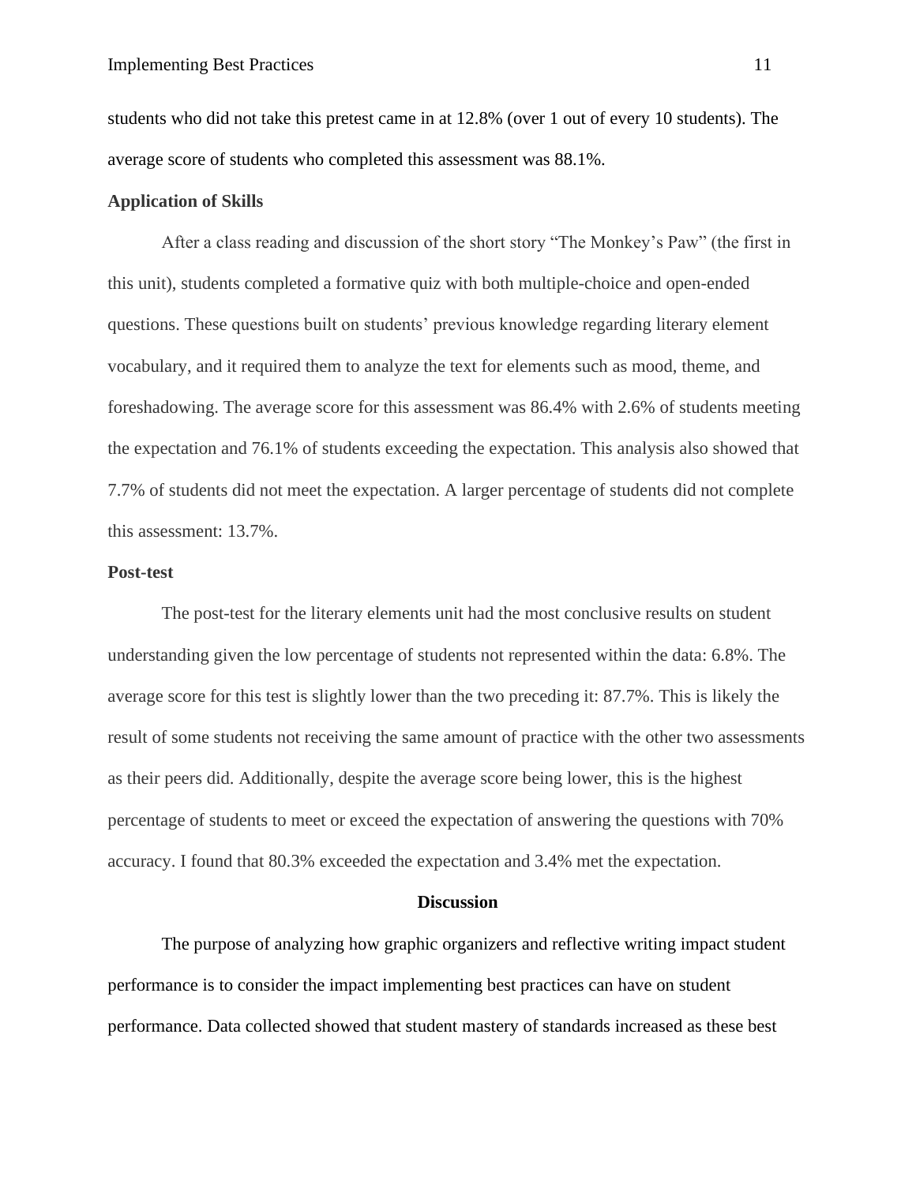students who did not take this pretest came in at 12.8% (over 1 out of every 10 students). The average score of students who completed this assessment was 88.1%.

**Application of Skills**

After a class reading and discussion of the short story "The Monkey's Paw" (the first in this unit), students completed a formative quiz with both multiple-choice and open-ended questions. These questions built on students' previous knowledge regarding literary element vocabulary, and it required them to analyze the text for elements such as mood, theme, and foreshadowing. The average score for this assessment was 86.4% with 2.6% of students meeting the expectation and 76.1% of students exceeding the expectation. This analysis also showed that 7.7% of students did not meet the expectation. A larger percentage of students did not complete this assessment: 13.7%.

**Post-test**

The post-test for the literary elements unit had the most conclusive results on student understanding given the low percentage of students not represented within the data: 6.8%. The average score for this test is slightly lower than the two preceding it: 87.7%. This is likely the result of some students not receiving the same amount of practice with the other two assessments as their peers did. Additionally, despite the average score being lower, this is the highest percentage of students to meet or exceed the expectation of answering the questions with 70% accuracy. I found that 80.3% exceeded the expectation and 3.4% met the expectation.

## Discussion

The purpose of analyzing how graphic organizers and reflective writing impact student performance is to consider the impact implementing best practices can have on student performance. Data collected showed that student mastery of standards increased as these best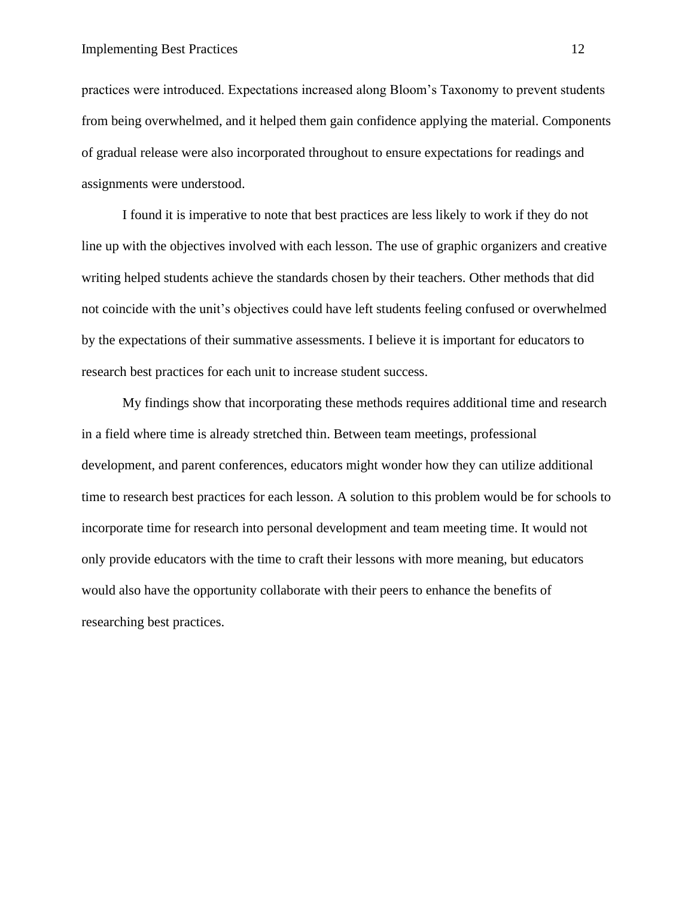practices were introduced. Expectations increased along Bloom's Taxonomy to prevent students from being overwhelmed, and it helped them gain confidence applying the material. Components of gradual release were also incorporated throughout to ensure expectations for readings and assignments were understood.

I found it is imperative to note that best practices are less likely to work if they do not line up with the objectives involved with each lesson. The use of graphic organizers and creative writing helped students achieve the standards chosen by their teachers. Other methods that did not coincide with the unit's objectives could have left students feeling confused or overwhelmed by the expectations of their summative assessments. I believe it is important for educators to research best practices for each unit to increase student success.

My findings show that incorporating these methods requires additional time and research in a field where time is already stretched thin. Between team meetings, professional development, and parent conferences, educators might wonder how they can utilize additional time to research best practices for each lesson. A solution to this problem would be for schools to incorporate time for research into personal development and team meeting time. It would not only provide educators with the time to craft their lessons with more meaning, but educators would also have the opportunity collaborate with their peers to enhance the benefits of researching best practices.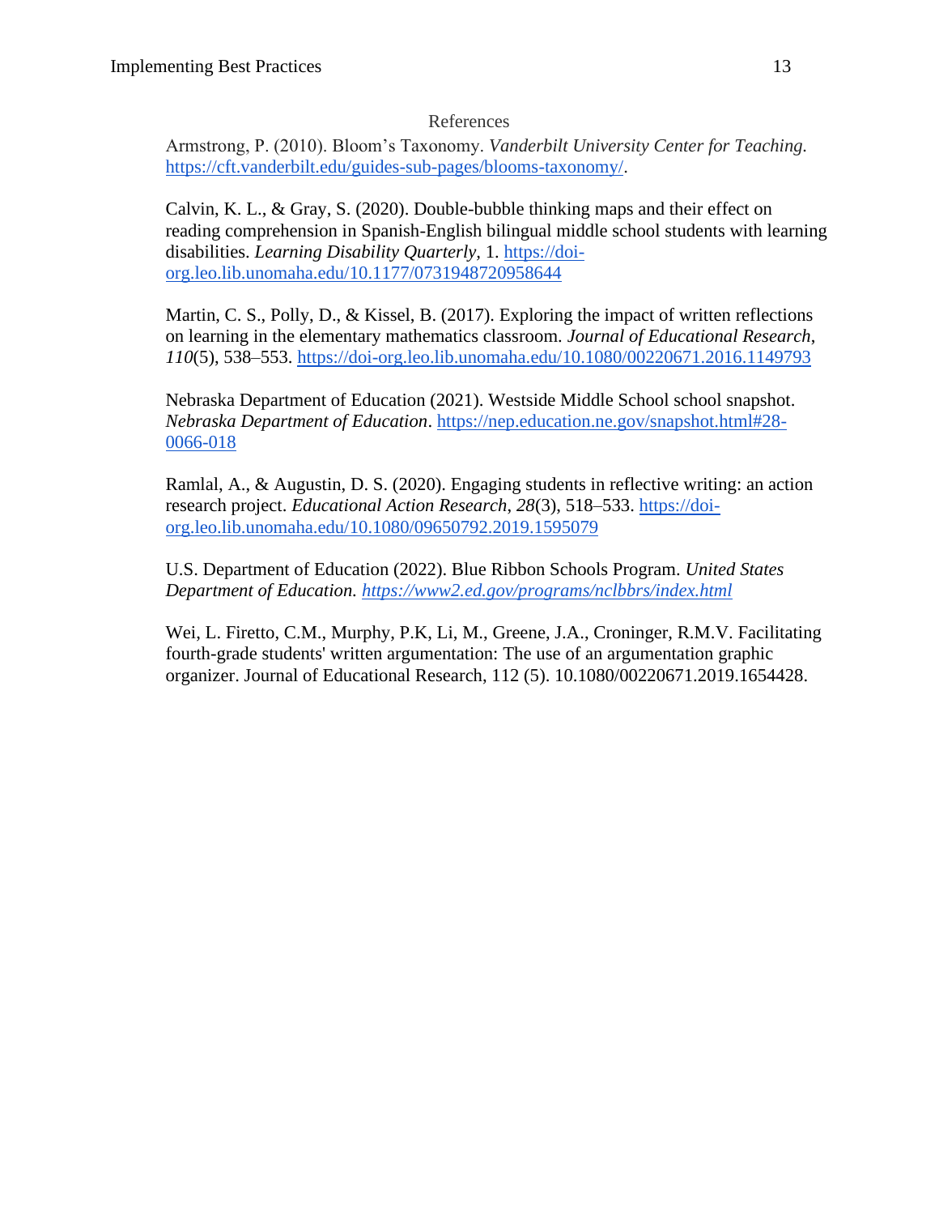## References

Armstrong, P. (2010). Bloom's Taxonomy. *Vanderbilt University Center for Teaching.* https://cft.vanderbilt.edu/guides-sub-pages/blooms-taxonomy/.

Calvin, K. L., & Gray, S. (2020). Double-bubble thinking maps and their effect on reading comprehension in Spanish-English bilingual middle school students with learning disabilities. *Learning Disability Quarterly,* 1. https://doi-org.leo.lib.unomaha.edu/10.1177/0731948720958644

Martin, C. S., Polly, D., & Kissel, B. (2017). Exploring the impact of written reflections on learning in the elementary mathematics classroom. *Journal of Educational Research*, *110*(5), 538–553. https://doi-org.leo.lib.unomaha.edu/10.1080/00220671.2016.1149793

Nebraska Department of Education (2021). Westside Middle School school snapshot. *Nebraska Department of Education*. https://nep.education.ne.gov/snapshot.html#28-0066-018

Ramlal, A., & Augustin, D. S. (2020). Engaging students in reflective writing: an action research project. *Educational Action Research*, *28*(3), 518–533. https://doi-org.leo.lib.unomaha.edu/10.1080/09650792.2019.1595079

U.S. Department of Education (2022). Blue Ribbon Schools Program. *United States Department of Education. https://www2.ed.gov/programs/nclbbrs/index.html*

Wei, L. Firetto, C.M., Murphy, P.K, Li, M., Greene, J.A., Croninger, R.M.V. Facilitating fourth-grade students' written argumentation: The use of an argumentation graphic organizer. Journal of Educational Research, 112 (5). 10.1080/00220671.2019.1654428.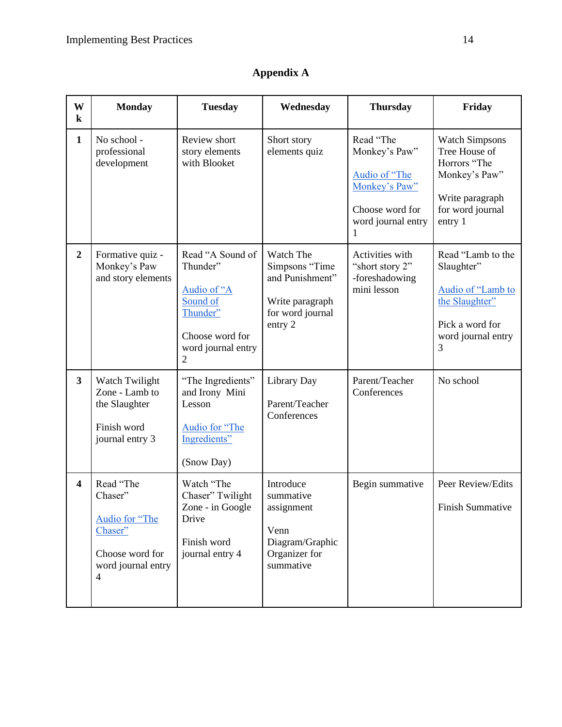## Appendix A

| Wk | Monday | Tuesday | Wednesday | Thursday | Friday |
|---|---|---|---|---|---|
| 1 | No school - professional development | Review short story elements with Blooket | Short story elements quiz | Read "The Monkey's Paw"<br><br>Audio of "The Monkey's Paw"<br><br>Choose word for word journal entry 1 | Watch Simpsons Tree House of Horrors "The Monkey's Paw"<br><br>Write paragraph for word journal entry 1 |
| 2 | Formative quiz - Monkey's Paw and story elements | Read "A Sound of Thunder"<br><br>Audio of "A Sound of Thunder"<br><br>Choose word for word journal entry 2 | Watch The Simpsons "Time and Punishment"<br><br>Write paragraph for word journal entry 2 | Activities with "short story 2" -foreshadowing mini lesson | Read "Lamb to the Slaughter"<br><br>Audio of "Lamb to the Slaughter"<br><br>Pick a word for word journal entry 3 |
| 3 | Watch Twilight Zone - Lamb to the Slaughter<br><br>Finish word journal entry 3 | "The Ingredients" and Irony Mini Lesson<br><br>Audio for "The Ingredients"<br><br>(Snow Day) | Library Day<br><br>Parent/Teacher Conferences | Parent/Teacher Conferences | No school |
| 4 | Read "The Chaser"<br><br>Audio for "The Chaser"<br><br>Choose word for word journal entry 4 | Watch "The Chaser" Twilight Zone - in Google Drive<br><br>Finish word journal entry 4 | Introduce summative assignment<br><br>Venn Diagram/Graphic Organizer for summative | Begin summative | Peer Review/Edits<br><br>Finish Summative |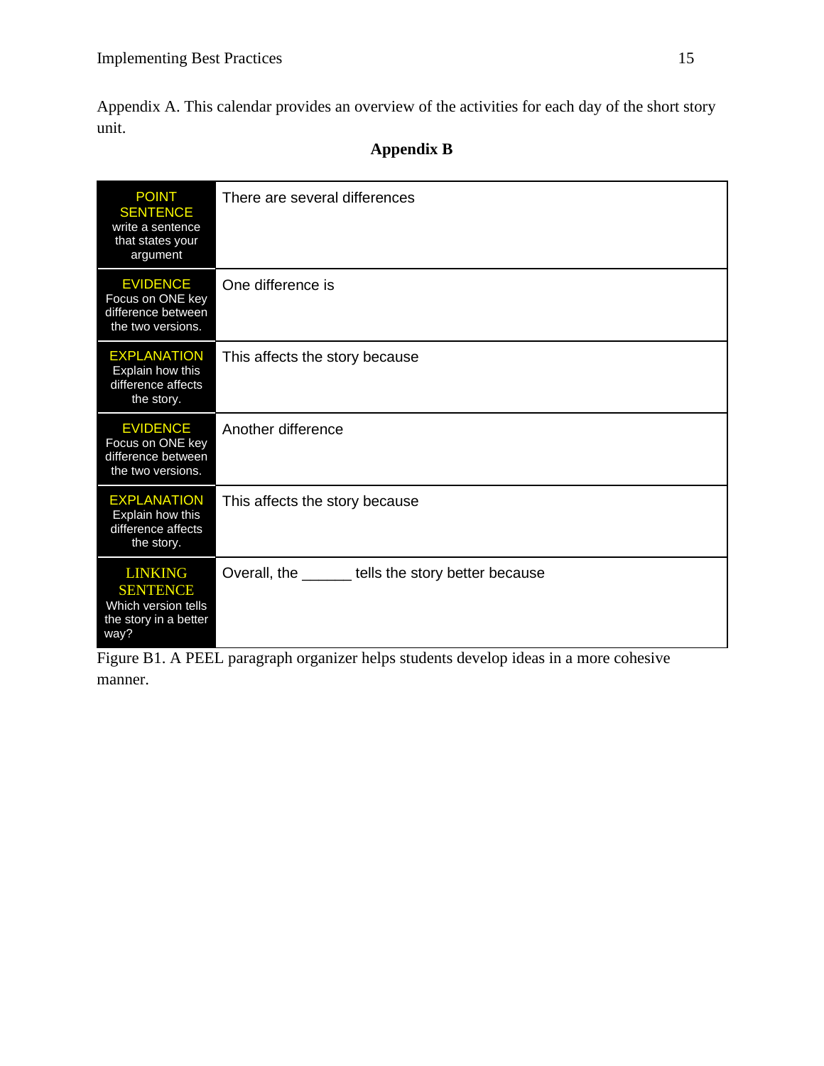Appendix A. This calendar provides an overview of the activities for each day of the short story unit.

## Appendix B

| | |
|---|---|
| POINT SENTENCE write a sentence that states your argument | There are several differences |
| EVIDENCE Focus on ONE key difference between the two versions. | One difference is |
| EXPLANATION Explain how this difference affects the story. | This affects the story because |
| EVIDENCE Focus on ONE key difference between the two versions. | Another difference |
| EXPLANATION Explain how this difference affects the story. | This affects the story because |
| LINKING SENTENCE Which version tells the story in a better way? | Overall, the ______ tells the story better because |

Figure B1. A PEEL paragraph organizer helps students develop ideas in a more cohesive manner.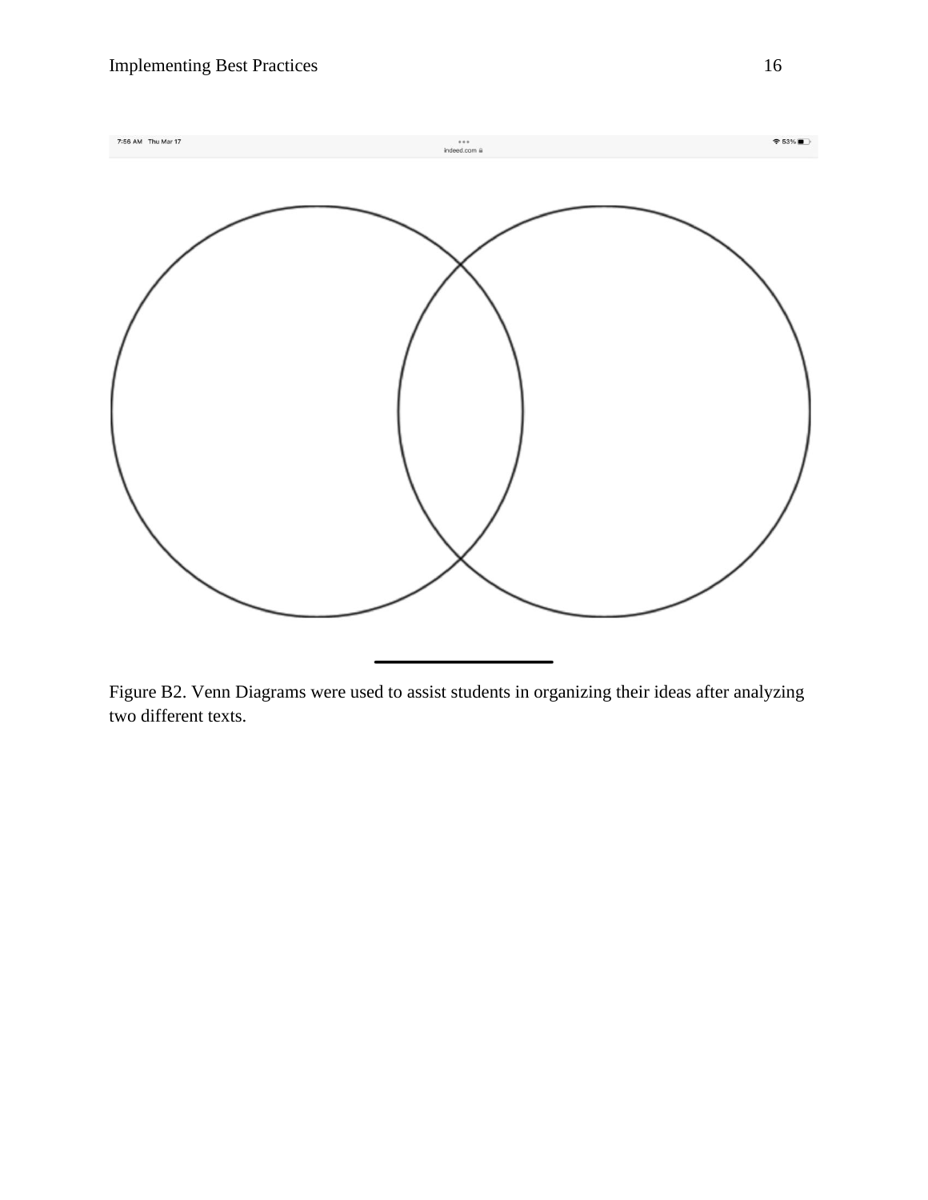Figure B2. Venn Diagrams were used to assist students in organizing their ideas after analyzing two different texts.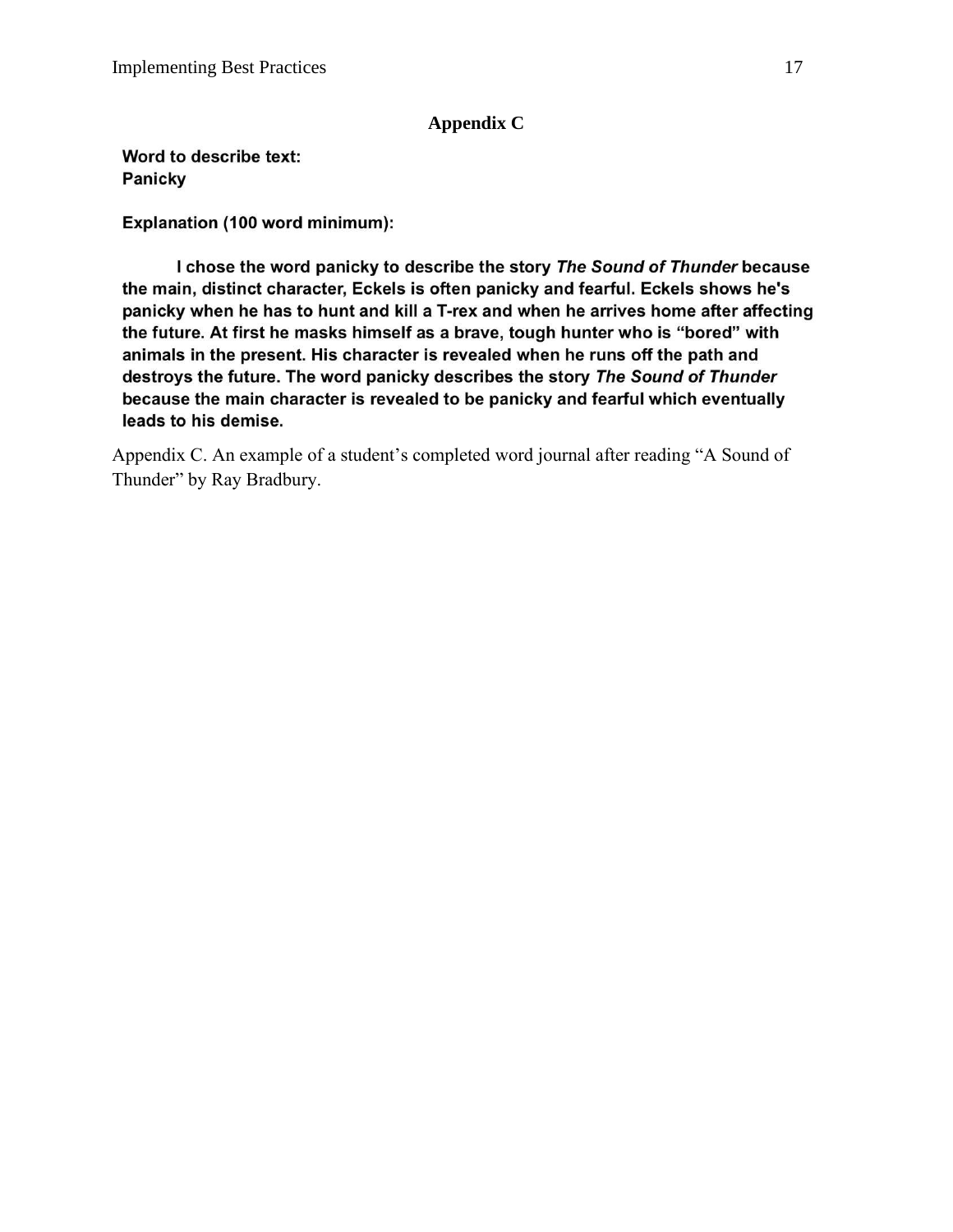## Appendix C

**Word to describe text:**
**Panicky**

**Explanation (100 word minimum):**

**I chose the word panicky to describe the story *The Sound of Thunder* because the main, distinct character, Eckels is often panicky and fearful. Eckels shows he's panicky when he has to hunt and kill a T-rex and when he arrives home after affecting the future. At first he masks himself as a brave, tough hunter who is "bored" with animals in the present. His character is revealed when he runs off the path and destroys the future. The word panicky describes the story *The Sound of Thunder* because the main character is revealed to be panicky and fearful which eventually leads to his demise.**

Appendix C. An example of a student's completed word journal after reading "A Sound of Thunder" by Ray Bradbury.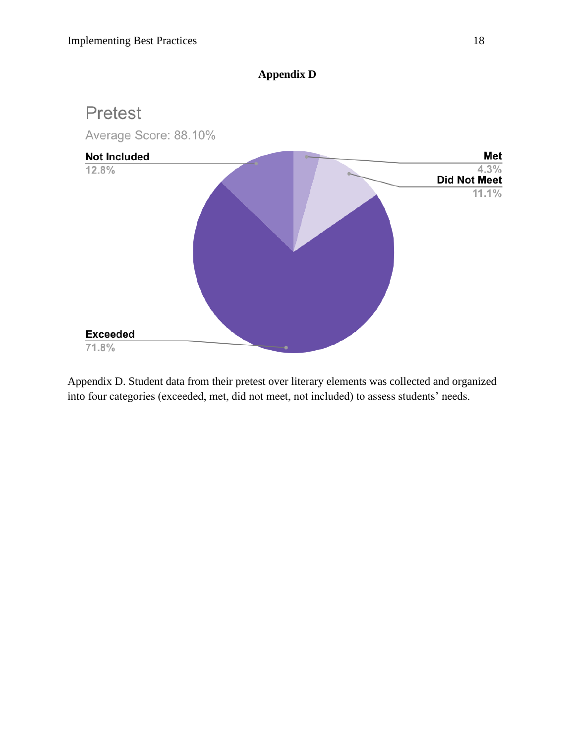**Appendix D**

Pretest

Average Score: 88.10%

| Category | Percentage |
| --- | --- |
| Exceeded | 71.8% |
| Met | 4.3% |
| Did Not Meet | 11.1% |
| Not Included | 12.8% |

Appendix D. Student data from their pretest over literary elements was collected and organized into four categories (exceeded, met, did not meet, not included) to assess students' needs.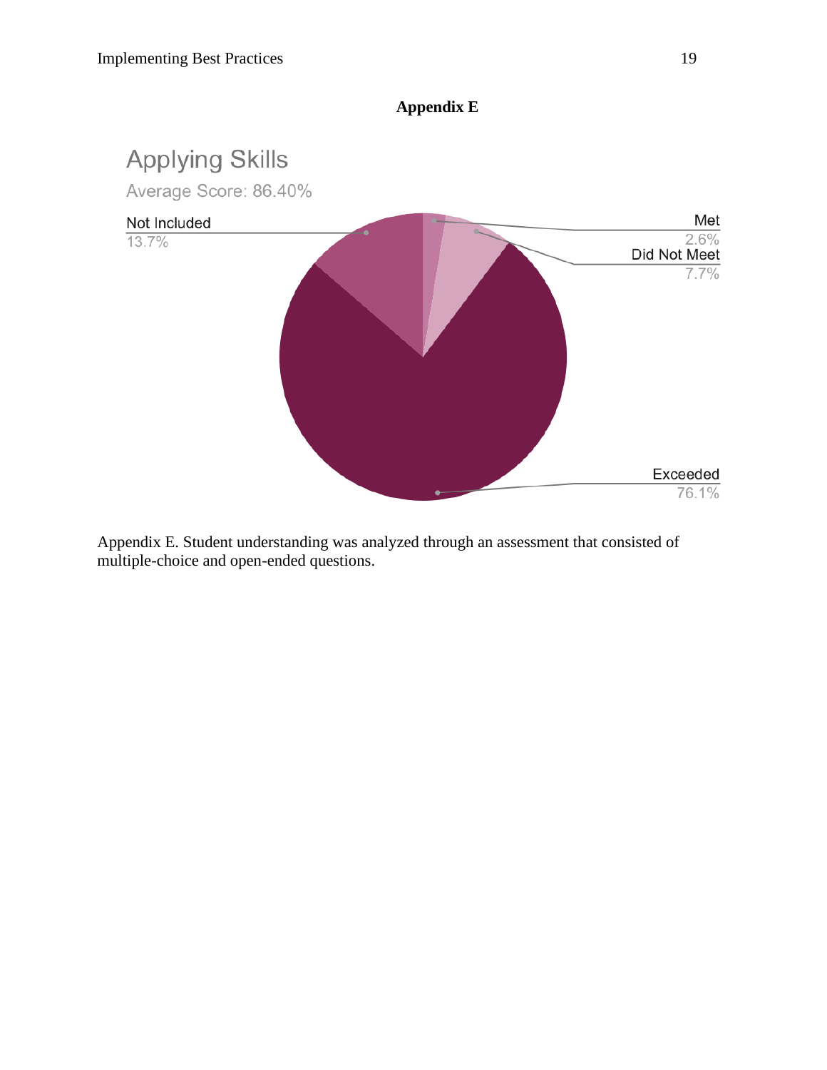**Appendix E**

Applying Skills

Average Score: 86.40%

Not Included 13.7%

Met 2.6%

Did Not Meet 7.7%

Exceeded 76.1%

Appendix E. Student understanding was analyzed through an assessment that consisted of multiple-choice and open-ended questions.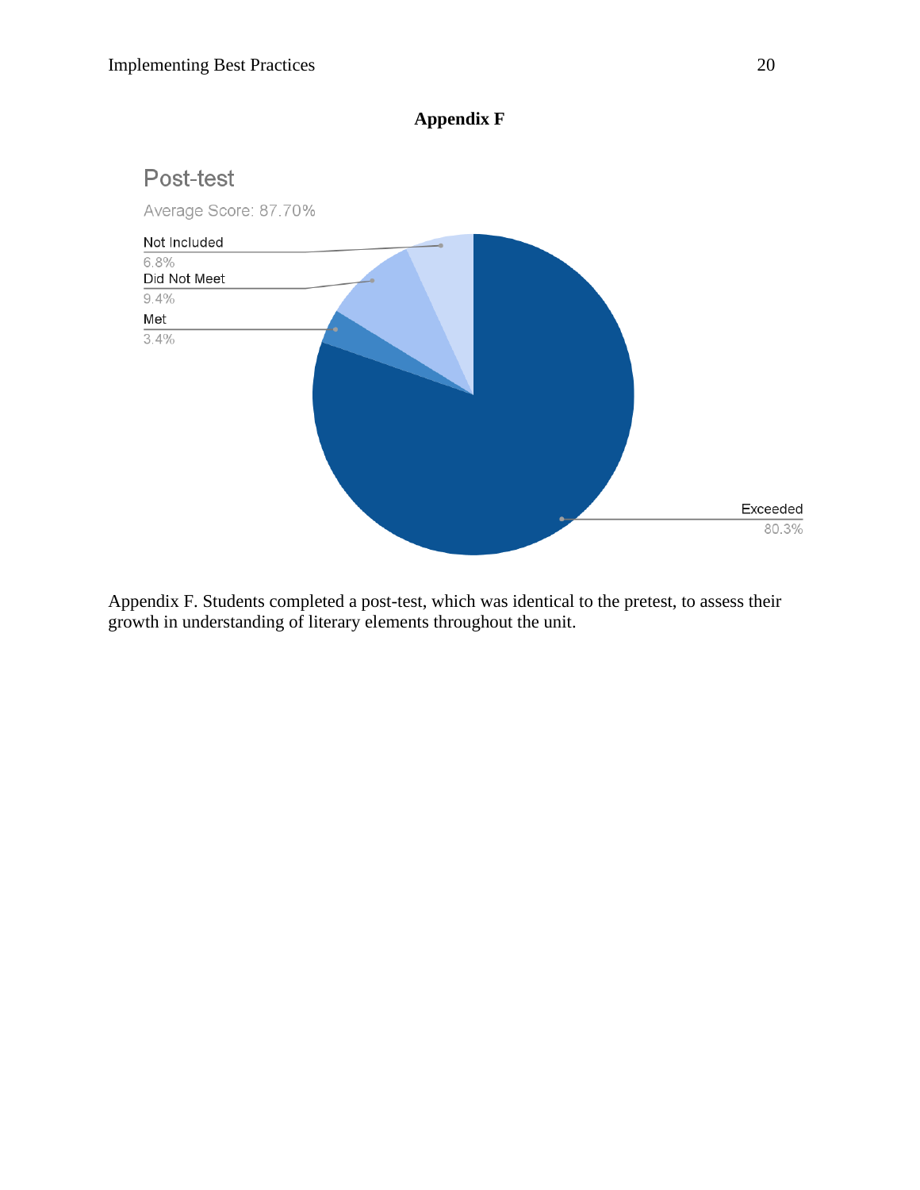**Appendix F**

Post-test

Average Score: 87.70%

Not Included
6.8%

Did Not Meet
9.4%

Met
3.4%

Exceeded
80.3%

Appendix F. Students completed a post-test, which was identical to the pretest, to assess their growth in understanding of literary elements throughout the unit.